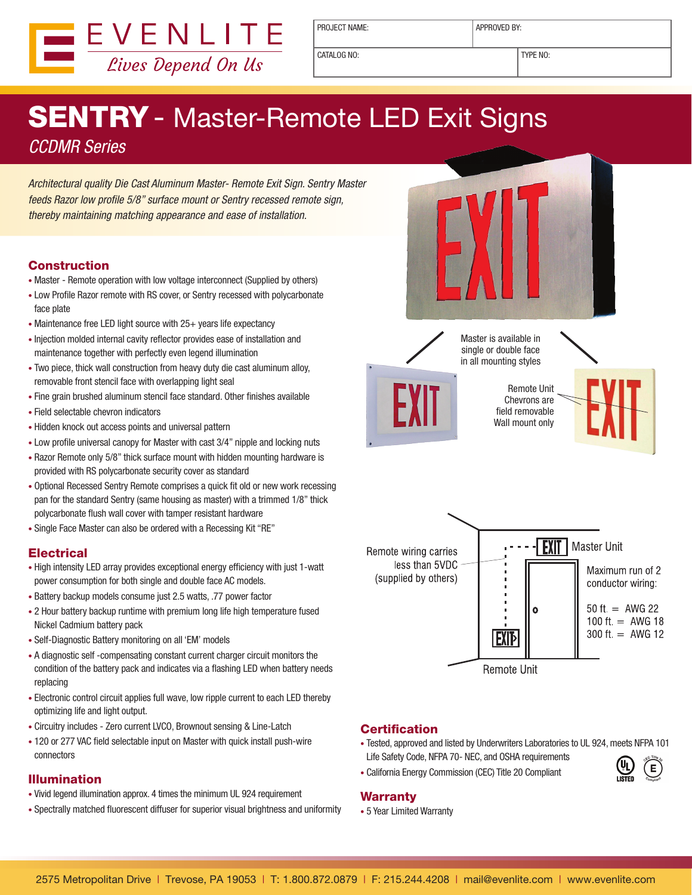EVENLITE
*Lives Depend On Us*

| PROJECT NAME: | APPROVED BY: |
|---|---|
| CATALOG NO: | TYPE NO: |

# SENTRY - Master-Remote LED Exit Signs

*CCDMR Series*

*Architectural quality Die Cast Aluminum Master- Remote Exit Sign. Sentry Master feeds Razor low profile 5/8" surface mount or Sentry recessed remote sign, thereby maintaining matching appearance and ease of installation.*

## Construction

- Master - Remote operation with low voltage interconnect (Supplied by others)
- Low Profile Razor remote with RS cover, or Sentry recessed with polycarbonate face plate
- Maintenance free LED light source with 25+ years life expectancy
- Injection molded internal cavity reflector provides ease of installation and maintenance together with perfectly even legend illumination
- Two piece, thick wall construction from heavy duty die cast aluminum alloy, removable front stencil face with overlapping light seal
- Fine grain brushed aluminum stencil face standard. Other finishes available
- Field selectable chevron indicators
- Hidden knock out access points and universal pattern
- Low profile universal canopy for Master with cast 3/4" nipple and locking nuts
- Razor Remote only 5/8" thick surface mount with hidden mounting hardware is provided with RS polycarbonate security cover as standard
- Optional Recessed Sentry Remote comprises a quick fit old or new work recessing pan for the standard Sentry (same housing as master) with a trimmed 1/8" thick polycarbonate flush wall cover with tamper resistant hardware
- Single Face Master can also be ordered with a Recessing Kit "RE"

## Electrical

- High intensity LED array provides exceptional energy efficiency with just 1-watt power consumption for both single and double face AC models.
- Battery backup models consume just 2.5 watts, .77 power factor
- 2 Hour battery backup runtime with premium long life high temperature fused Nickel Cadmium battery pack
- Self-Diagnostic Battery monitoring on all 'EM' models
- A diagnostic self -compensating constant current charger circuit monitors the condition of the battery pack and indicates via a flashing LED when battery needs replacing
- Electronic control circuit applies full wave, low ripple current to each LED thereby optimizing life and light output.
- Circuitry includes - Zero current LVCO, Brownout sensing & Line-Latch
- 120 or 277 VAC field selectable input on Master with quick install push-wire connectors

## Illumination

- Vivid legend illumination approx. 4 times the minimum UL 924 requirement
- Spectrally matched fluorescent diffuser for superior visual brightness and uniformity

Master is available in single or double face in all mounting styles

Remote Unit Chevrons are field removable Wall mount only

Remote wiring carries less than 5VDC (supplied by others)

Master Unit

Maximum run of 2 conductor wiring:

50 ft. = AWG 22
100 ft. = AWG 18
300 ft. = AWG 12

Remote Unit

## Certification

- Tested, approved and listed by Underwriters Laboratories to UL 924, meets NFPA 101 Life Safety Code, NFPA 70- NEC, and OSHA requirements
- California Energy Commission (CEC) Title 20 Compliant

## Warranty

- 5 Year Limited Warranty

2575 Metropolitan Drive | Trevose, PA 19053 | T: 1.800.872.0879 | F: 215.244.4208 | mail@evenlite.com | www.evenlite.com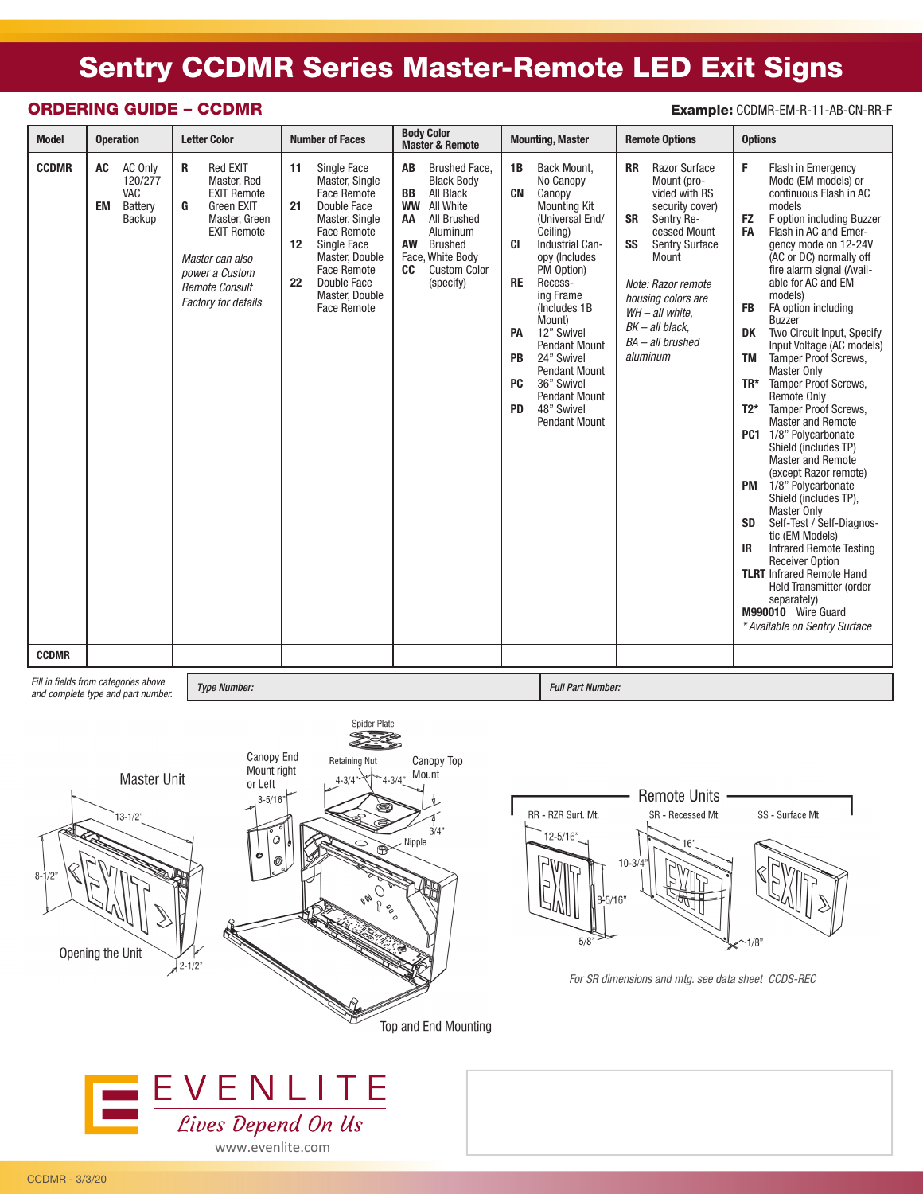# Sentry CCDMR Series Master-Remote LED Exit Signs

## ORDERING GUIDE – CCDMR

**Example:** CCDMR-EM-R-11-AB-CN-RR-F

| Model | Operation | Letter Color | Number of Faces | Body Color Master & Remote | Mounting, Master | Remote Options | Options |
|---|---|---|---|---|---|---|---|
| **CCDMR** | **AC** AC Only 120/277 VAC<br>**EM** Battery Backup | **R** Red EXIT Master, Red EXIT Remote<br>**G** Green EXIT Master, Green EXIT Remote<br>*Master can also power a Custom Remote Consult Factory for details* | **11** Single Face Master, Single Face Remote<br>**21** Double Face Master, Single Face Remote<br>**12** Single Face Master, Double Face Remote<br>**22** Double Face Master, Double Face Remote | **AB** Brushed Face, Black Body<br>**BB** All Black<br>**WW** All White<br>**AA** All Brushed Aluminum<br>**AW** Brushed Face, White Body<br>**CC** Custom Color (specify) | **1B** Back Mount, No Canopy<br>**CN** Canopy Mounting Kit (Universal End/ Ceiling)<br>**CI** Industrial Canopy (Includes PM Option)<br>**RE** Recessing Frame (Includes 1B Mount)<br>**PA** 12" Swivel Pendant Mount<br>**PB** 24" Swivel Pendant Mount<br>**PC** 36" Swivel Pendant Mount<br>**PD** 48" Swivel Pendant Mount | **RR** Razor Surface Mount (provided with RS security cover)<br>**SR** Sentry Recessed Mount<br>**SS** Sentry Surface Mount<br>*Note: Razor remote housing colors are WH – all white, BK – all black, BA – all brushed aluminum* | **F** Flash in Emergency Mode (EM models) or continuous Flash in AC models<br>**FZ** F option including Buzzer<br>**FA** Flash in AC and Emergency mode on 12-24V (AC or DC) normally off fire alarm signal (Available for AC and EM models)<br>**FB** FA option including Buzzer<br>**DK** Two Circuit Input, Specify Input Voltage (AC models)<br>**TM** Tamper Proof Screws, Master Only<br>**TR*** Tamper Proof Screws, Remote Only<br>**T2*** Tamper Proof Screws, Master and Remote<br>**PC1** 1/8" Polycarbonate Shield (includes TP) Master and Remote (except Razor remote)<br>**PM** 1/8" Polycarbonate Shield (includes TP), Master Only<br>**SD** Self-Test / Self-Diagnostic (EM Models)<br>**IR** Infrared Remote Testing Receiver Option<br>**TLRT** Infrared Remote Hand Held Transmitter (order separately)<br>**M990010** Wire Guard<br>*\* Available on Sentry Surface* |
| **CCDMR** | | | | | | | |

*Fill in fields from categories above and complete type and part number.*

| *Type Number:* | *Full Part Number:* |
|---|---|
| | |

Master Unit

13-1/2"

8-1/2"

2-1/2"

Opening the Unit

Spider Plate

Canopy End Mount right or Left

Retaining Nut

4-3/4"

4-3/4"

Canopy Top Mount

3-5/16"

4

3/4"

Nipple

Top and End Mounting

Remote Units

RR - RZR Surf. Mt.

12-5/16"

8-5/16"

5/8"

SR - Recessed Mt.

10-3/4"

16"

SS - Surface Mt.

1/8"

*For SR dimensions and mtg. see data sheet CCDS-REC*

EVENLITE

*Lives Depend On Us*

www.evenlite.com

CCDMR - 3/3/20